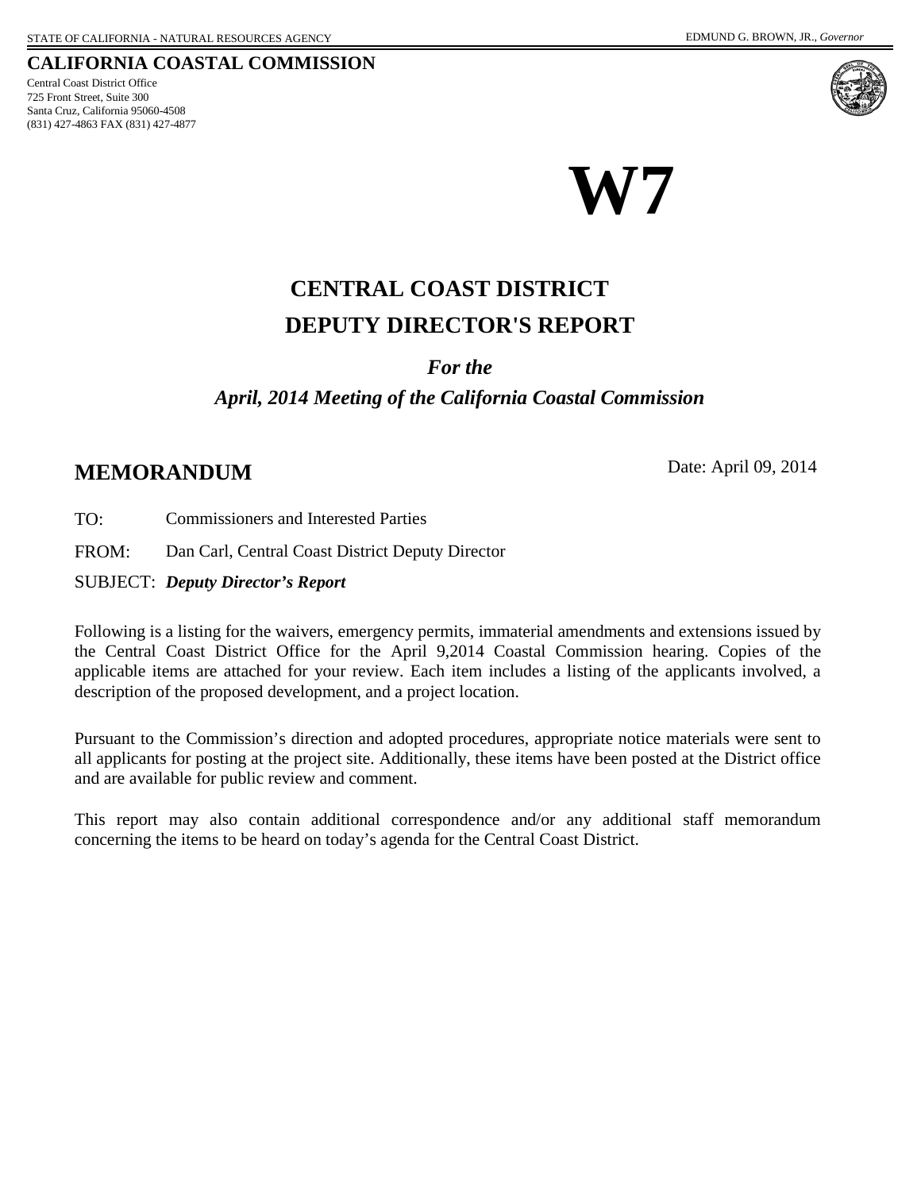STATE OF CALIFORNIA - NATURAL RESOURCES AGENCY

EDMUND G. BROWN, JR., *Governor*

**CALIFORNIA COASTAL COMMISSION**

Central Coast District Office
725 Front Street, Suite 300
Santa Cruz, California 95060-4508
(831) 427-4863 FAX (831) 427-4877

# W7

## CENTRAL COAST DISTRICT
## DEPUTY DIRECTOR'S REPORT

***For the***

***April, 2014 Meeting of the California Coastal Commission***

## MEMORANDUM

Date: April 09, 2014

TO: Commissioners and Interested Parties

FROM: Dan Carl, Central Coast District Deputy Director

SUBJECT: ***Deputy Director's Report***

Following is a listing for the waivers, emergency permits, immaterial amendments and extensions issued by the Central Coast District Office for the April 9,2014 Coastal Commission hearing. Copies of the applicable items are attached for your review. Each item includes a listing of the applicants involved, a description of the proposed development, and a project location.

Pursuant to the Commission's direction and adopted procedures, appropriate notice materials were sent to all applicants for posting at the project site. Additionally, these items have been posted at the District office and are available for public review and comment.

This report may also contain additional correspondence and/or any additional staff memorandum concerning the items to be heard on today's agenda for the Central Coast District.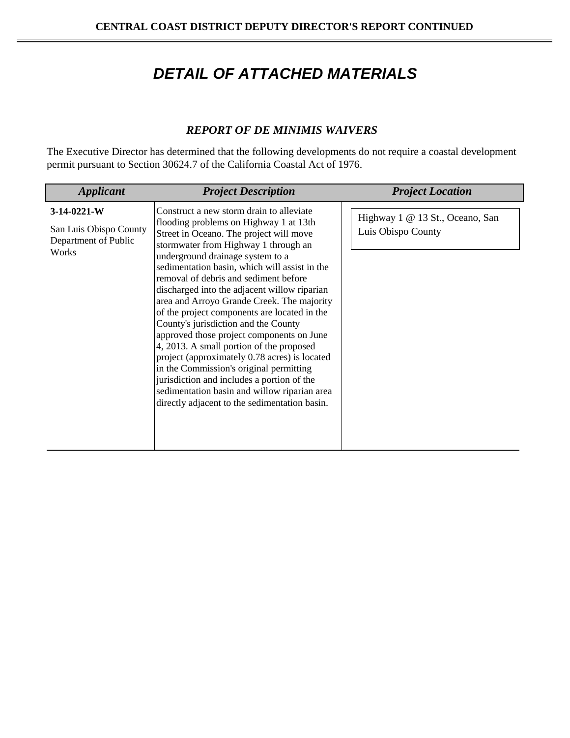# *DETAIL OF ATTACHED MATERIALS*

### *REPORT OF DE MINIMIS WAIVERS*

The Executive Director has determined that the following developments do not require a coastal development permit pursuant to Section 30624.7 of the California Coastal Act of 1976.

| *Applicant* | *Project Description* | *Project Location* |
| --- | --- | --- |
| **3-14-0221-W** <br> San Luis Obispo County Department of Public Works | Construct a new storm drain to alleviate flooding problems on Highway 1 at 13th Street in Oceano. The project will move stormwater from Highway 1 through an underground drainage system to a sedimentation basin, which will assist in the removal of debris and sediment before discharged into the adjacent willow riparian area and Arroyo Grande Creek. The majority of the project components are located in the County's jurisdiction and the County approved those project components on June 4, 2013. A small portion of the proposed project (approximately 0.78 acres) is located in the Commission's original permitting jurisdiction and includes a portion of the sedimentation basin and willow riparian area directly adjacent to the sedimentation basin. | Highway 1 @ 13 St., Oceano, San Luis Obispo County |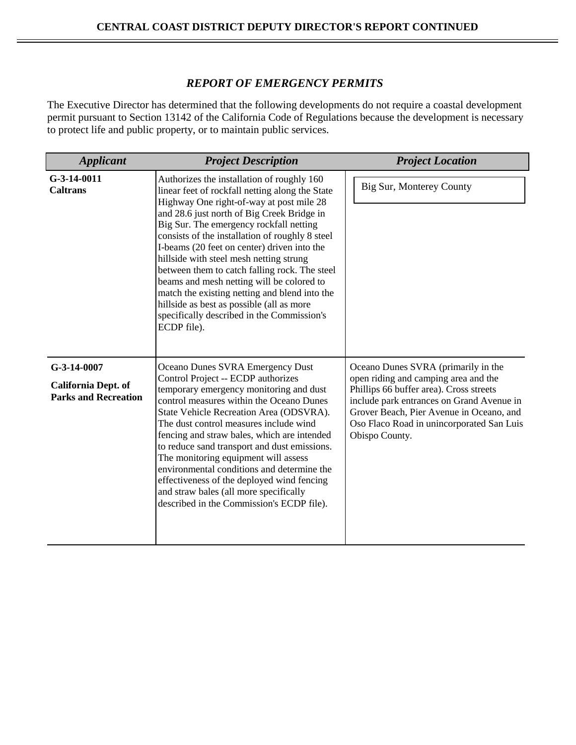## REPORT OF EMERGENCY PERMITS

The Executive Director has determined that the following developments do not require a coastal development permit pursuant to Section 13142 of the California Code of Regulations because the development is necessary to protect life and public property, or to maintain public services.

| *Applicant* | *Project Description* | *Project Location* |
|---|---|---|
| **G-3-14-0011** **Caltrans** | Authorizes the installation of roughly 160 linear feet of rockfall netting along the State Highway One right-of-way at post mile 28 and 28.6 just north of Big Creek Bridge in Big Sur. The emergency rockfall netting consists of the installation of roughly 8 steel I-beams (20 feet on center) driven into the hillside with steel mesh netting strung between them to catch falling rock. The steel beams and mesh netting will be colored to match the existing netting and blend into the hillside as best as possible (all as more specifically described in the Commission's ECDP file). | Big Sur, Monterey County |
| **G-3-14-0007** **California Dept. of Parks and Recreation** | Oceano Dunes SVRA Emergency Dust Control Project -- ECDP authorizes temporary emergency monitoring and dust control measures within the Oceano Dunes State Vehicle Recreation Area (ODSVRA). The dust control measures include wind fencing and straw bales, which are intended to reduce sand transport and dust emissions. The monitoring equipment will assess environmental conditions and determine the effectiveness of the deployed wind fencing and straw bales (all more specifically described in the Commission's ECDP file). | Oceano Dunes SVRA (primarily in the open riding and camping area and the Phillips 66 buffer area). Cross streets include park entrances on Grand Avenue in Grover Beach, Pier Avenue in Oceano, and Oso Flaco Road in unincorporated San Luis Obispo County. |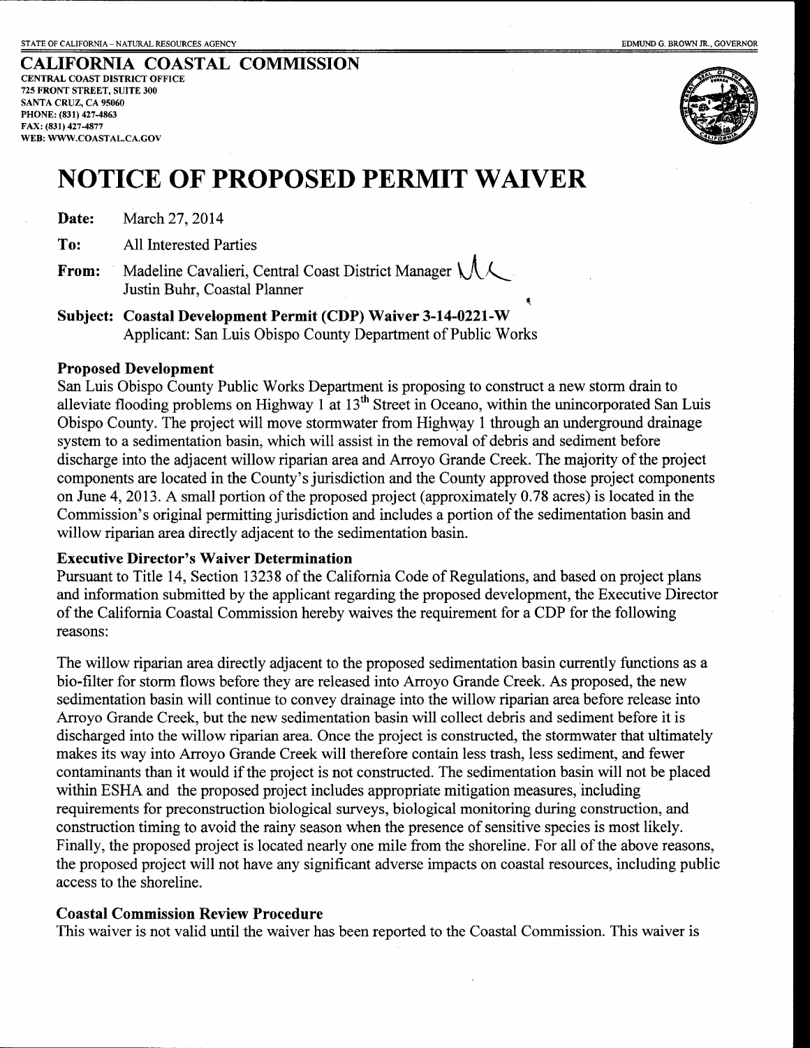STATE OF CALIFORNIA – NATURAL RESOURCES AGENCY

EDMUND G. BROWN JR., GOVERNOR

**CALIFORNIA COASTAL COMMISSION**
CENTRAL COAST DISTRICT OFFICE
725 FRONT STREET, SUITE 300
SANTA CRUZ, CA 95060
PHONE: (831) 427-4863
FAX: (831) 427-4877
WEB: WWW.COASTAL.CA.GOV

# NOTICE OF PROPOSED PERMIT WAIVER

**Date:** March 27, 2014

**To:** All Interested Parties

**From:** Madeline Cavalieri, Central Coast District Manager
Justin Buhr, Coastal Planner

**Subject: Coastal Development Permit (CDP) Waiver 3-14-0221-W**
Applicant: San Luis Obispo County Department of Public Works

### Proposed Development

San Luis Obispo County Public Works Department is proposing to construct a new storm drain to alleviate flooding problems on Highway 1 at 13th Street in Oceano, within the unincorporated San Luis Obispo County. The project will move stormwater from Highway 1 through an underground drainage system to a sedimentation basin, which will assist in the removal of debris and sediment before discharge into the adjacent willow riparian area and Arroyo Grande Creek. The majority of the project components are located in the County's jurisdiction and the County approved those project components on June 4, 2013. A small portion of the proposed project (approximately 0.78 acres) is located in the Commission's original permitting jurisdiction and includes a portion of the sedimentation basin and willow riparian area directly adjacent to the sedimentation basin.

### Executive Director's Waiver Determination

Pursuant to Title 14, Section 13238 of the California Code of Regulations, and based on project plans and information submitted by the applicant regarding the proposed development, the Executive Director of the California Coastal Commission hereby waives the requirement for a CDP for the following reasons:

The willow riparian area directly adjacent to the proposed sedimentation basin currently functions as a bio-filter for storm flows before they are released into Arroyo Grande Creek. As proposed, the new sedimentation basin will continue to convey drainage into the willow riparian area before release into Arroyo Grande Creek, but the new sedimentation basin will collect debris and sediment before it is discharged into the willow riparian area. Once the project is constructed, the stormwater that ultimately makes its way into Arroyo Grande Creek will therefore contain less trash, less sediment, and fewer contaminants than it would if the project is not constructed. The sedimentation basin will not be placed within ESHA and the proposed project includes appropriate mitigation measures, including requirements for preconstruction biological surveys, biological monitoring during construction, and construction timing to avoid the rainy season when the presence of sensitive species is most likely. Finally, the proposed project is located nearly one mile from the shoreline. For all of the above reasons, the proposed project will not have any significant adverse impacts on coastal resources, including public access to the shoreline.

### Coastal Commission Review Procedure

This waiver is not valid until the waiver has been reported to the Coastal Commission. This waiver is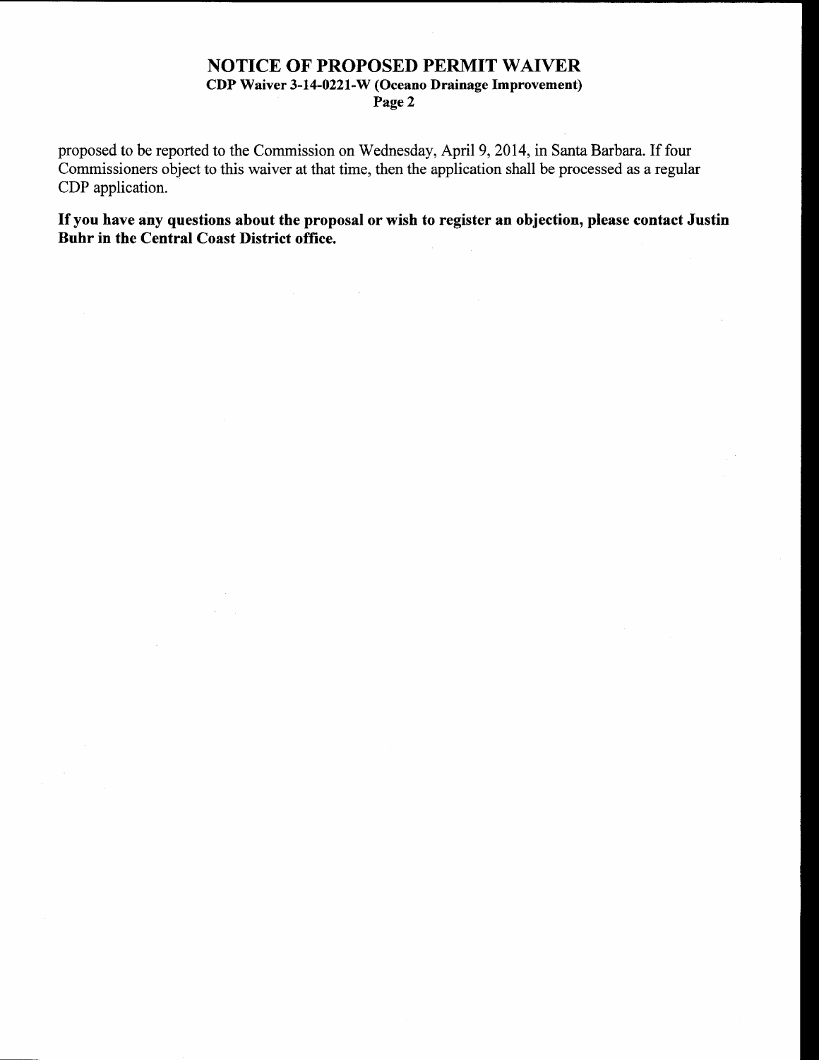proposed to be reported to the Commission on Wednesday, April 9, 2014, in Santa Barbara. If four Commissioners object to this waiver at that time, then the application shall be processed as a regular CDP application.

**If you have any questions about the proposal or wish to register an objection, please contact Justin Buhr in the Central Coast District office.**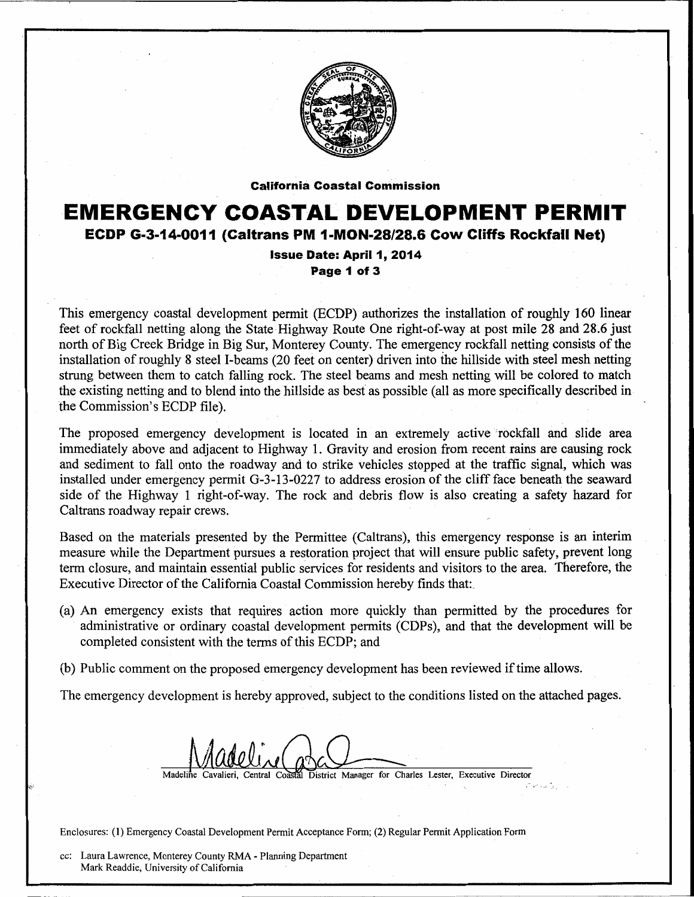California Coastal Commission

# EMERGENCY COASTAL DEVELOPMENT PERMIT

## ECDP G-3-14-0011 (Caltrans PM 1-MON-28/28.6 Cow Cliffs Rockfall Net)

**Issue Date: April 1, 2014**

**Page 1 of 3**

This emergency coastal development permit (ECDP) authorizes the installation of roughly 160 linear feet of rockfall netting along the State Highway Route One right-of-way at post mile 28 and 28.6 just north of Big Creek Bridge in Big Sur, Monterey County. The emergency rockfall netting consists of the installation of roughly 8 steel I-beams (20 feet on center) driven into the hillside with steel mesh netting strung between them to catch falling rock. The steel beams and mesh netting will be colored to match the existing netting and to blend into the hillside as best as possible (all as more specifically described in the Commission's ECDP file).

The proposed emergency development is located in an extremely active rockfall and slide area immediately above and adjacent to Highway 1. Gravity and erosion from recent rains are causing rock and sediment to fall onto the roadway and to strike vehicles stopped at the traffic signal, which was installed under emergency permit G-3-13-0227 to address erosion of the cliff face beneath the seaward side of the Highway 1 right-of-way. The rock and debris flow is also creating a safety hazard for Caltrans roadway repair crews.

Based on the materials presented by the Permittee (Caltrans), this emergency response is an interim measure while the Department pursues a restoration project that will ensure public safety, prevent long term closure, and maintain essential public services for residents and visitors to the area. Therefore, the Executive Director of the California Coastal Commission hereby finds that:

(a) An emergency exists that requires action more quickly than permitted by the procedures for administrative or ordinary coastal development permits (CDPs), and that the development will be completed consistent with the terms of this ECDP; and

(b) Public comment on the proposed emergency development has been reviewed if time allows.

The emergency development is hereby approved, subject to the conditions listed on the attached pages.

Madeline Cavalieri, Central Coastal District Manager for Charles Lester, Executive Director

Enclosures: (1) Emergency Coastal Development Permit Acceptance Form; (2) Regular Permit Application Form

cc: Laura Lawrence, Monterey County RMA - Planning Department
Mark Readdie, University of California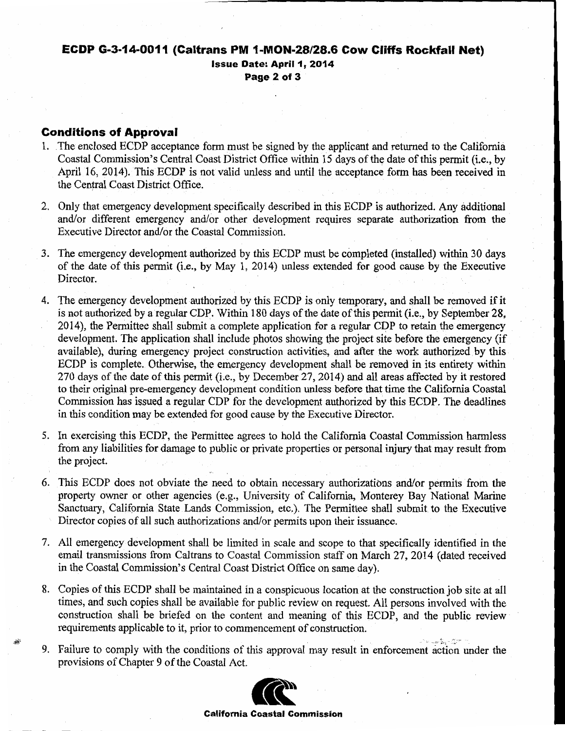## Conditions of Approval

1. The enclosed ECDP acceptance form must be signed by the applicant and returned to the California Coastal Commission's Central Coast District Office within 15 days of the date of this permit (i.e., by April 16, 2014). This ECDP is not valid unless and until the acceptance form has been received in the Central Coast District Office.

2. Only that emergency development specifically described in this ECDP is authorized. Any additional and/or different emergency and/or other development requires separate authorization from the Executive Director and/or the Coastal Commission.

3. The emergency development authorized by this ECDP must be completed (installed) within 30 days of the date of this permit (i.e., by May 1, 2014) unless extended for good cause by the Executive Director.

4. The emergency development authorized by this ECDP is only temporary, and shall be removed if it is not authorized by a regular CDP. Within 180 days of the date of this permit (i.e., by September 28, 2014), the Permittee shall submit a complete application for a regular CDP to retain the emergency development. The application shall include photos showing the project site before the emergency (if available), during emergency project construction activities, and after the work authorized by this ECDP is complete. Otherwise, the emergency development shall be removed in its entirety within 270 days of the date of this permit (i.e., by December 27, 2014) and all areas affected by it restored to their original pre-emergency development condition unless before that time the California Coastal Commission has issued a regular CDP for the development authorized by this ECDP. The deadlines in this condition may be extended for good cause by the Executive Director.

5. In exercising this ECDP, the Permittee agrees to hold the California Coastal Commission harmless from any liabilities for damage to public or private properties or personal injury that may result from the project.

6. This ECDP does not obviate the need to obtain necessary authorizations and/or permits from the property owner or other agencies (e.g., University of California, Monterey Bay National Marine Sanctuary, California State Lands Commission, etc.). The Permittee shall submit to the Executive Director copies of all such authorizations and/or permits upon their issuance.

7. All emergency development shall be limited in scale and scope to that specifically identified in the email transmissions from Caltrans to Coastal Commission staff on March 27, 2014 (dated received in the Coastal Commission's Central Coast District Office on same day).

8. Copies of this ECDP shall be maintained in a conspicuous location at the construction job site at all times, and such copies shall be available for public review on request. All persons involved with the construction shall be briefed on the content and meaning of this ECDP, and the public review requirements applicable to it, prior to commencement of construction.

9. Failure to comply with the conditions of this approval may result in enforcement action under the provisions of Chapter 9 of the Coastal Act.

California Coastal Commission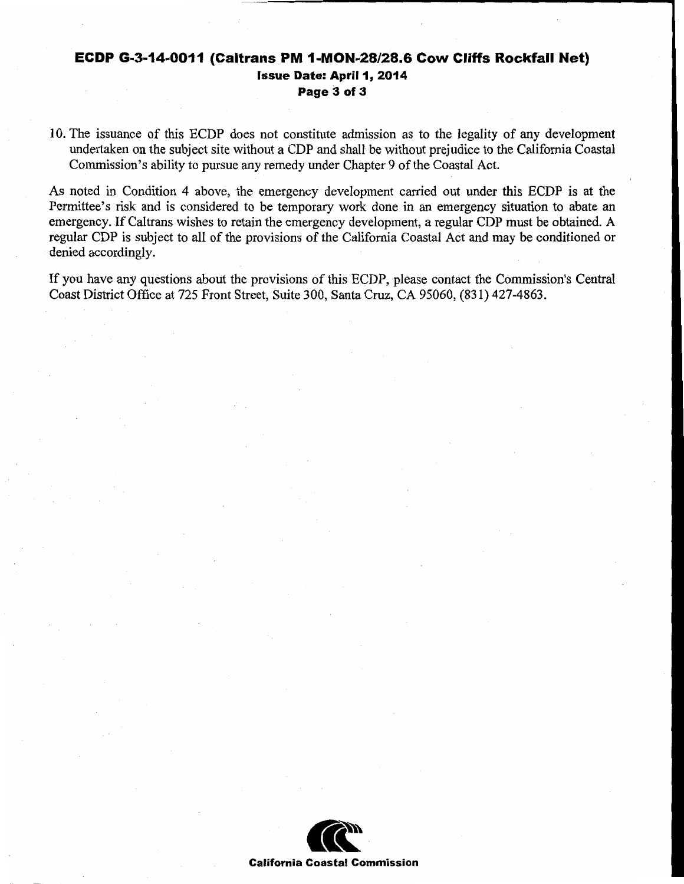10. The issuance of this ECDP does not constitute admission as to the legality of any development undertaken on the subject site without a CDP and shall be without prejudice to the California Coastal Commission's ability to pursue any remedy under Chapter 9 of the Coastal Act.

As noted in Condition 4 above, the emergency development carried out under this ECDP is at the Permittee's risk and is considered to be temporary work done in an emergency situation to abate an emergency. If Caltrans wishes to retain the emergency development, a regular CDP must be obtained. A regular CDP is subject to all of the provisions of the California Coastal Act and may be conditioned or denied accordingly.

If you have any questions about the provisions of this ECDP, please contact the Commission's Central Coast District Office at 725 Front Street, Suite 300, Santa Cruz, CA 95060, (831) 427-4863.

California Coastal Commission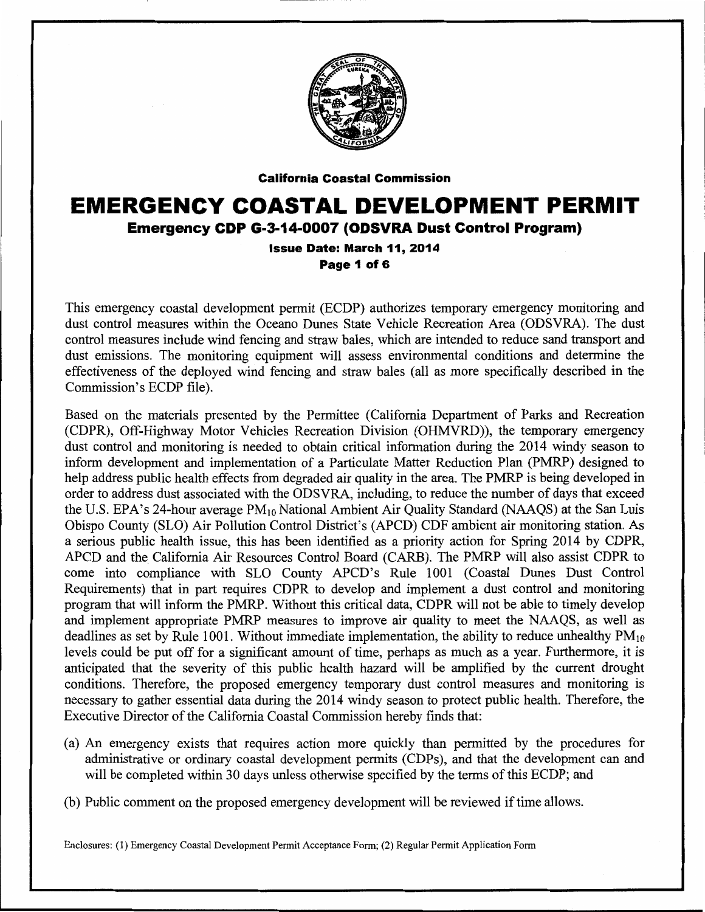**California Coastal Commission**

# EMERGENCY COASTAL DEVELOPMENT PERMIT

## Emergency CDP G-3-14-0007 (ODSVRA Dust Control Program)

**Issue Date: March 11, 2014**

This emergency coastal development permit (ECDP) authorizes temporary emergency monitoring and dust control measures within the Oceano Dunes State Vehicle Recreation Area (ODSVRA). The dust control measures include wind fencing and straw bales, which are intended to reduce sand transport and dust emissions. The monitoring equipment will assess environmental conditions and determine the effectiveness of the deployed wind fencing and straw bales (all as more specifically described in the Commission's ECDP file).

Based on the materials presented by the Permittee (California Department of Parks and Recreation (CDPR), Off-Highway Motor Vehicles Recreation Division (OHMVRD)), the temporary emergency dust control and monitoring is needed to obtain critical information during the 2014 windy season to inform development and implementation of a Particulate Matter Reduction Plan (PMRP) designed to help address public health effects from degraded air quality in the area. The PMRP is being developed in order to address dust associated with the ODSVRA, including, to reduce the number of days that exceed the U.S. EPA's 24-hour average $PM_{10}$ National Ambient Air Quality Standard (NAAQS) at the San Luis Obispo County (SLO) Air Pollution Control District's (APCD) CDF ambient air monitoring station. As a serious public health issue, this has been identified as a priority action for Spring 2014 by CDPR, APCD and the California Air Resources Control Board (CARB). The PMRP will also assist CDPR to come into compliance with SLO County APCD's Rule 1001 (Coastal Dunes Dust Control Requirements) that in part requires CDPR to develop and implement a dust control and monitoring program that will inform the PMRP. Without this critical data, CDPR will not be able to timely develop and implement appropriate PMRP measures to improve air quality to meet the NAAQS, as well as deadlines as set by Rule 1001. Without immediate implementation, the ability to reduce unhealthy $PM_{10}$ levels could be put off for a significant amount of time, perhaps as much as a year. Furthermore, it is anticipated that the severity of this public health hazard will be amplified by the current drought conditions. Therefore, the proposed emergency temporary dust control measures and monitoring is necessary to gather essential data during the 2014 windy season to protect public health. Therefore, the Executive Director of the California Coastal Commission hereby finds that:

(a) An emergency exists that requires action more quickly than permitted by the procedures for administrative or ordinary coastal development permits (CDPs), and that the development can and will be completed within 30 days unless otherwise specified by the terms of this ECDP; and

(b) Public comment on the proposed emergency development will be reviewed if time allows.

Enclosures: (1) Emergency Coastal Development Permit Acceptance Form; (2) Regular Permit Application Form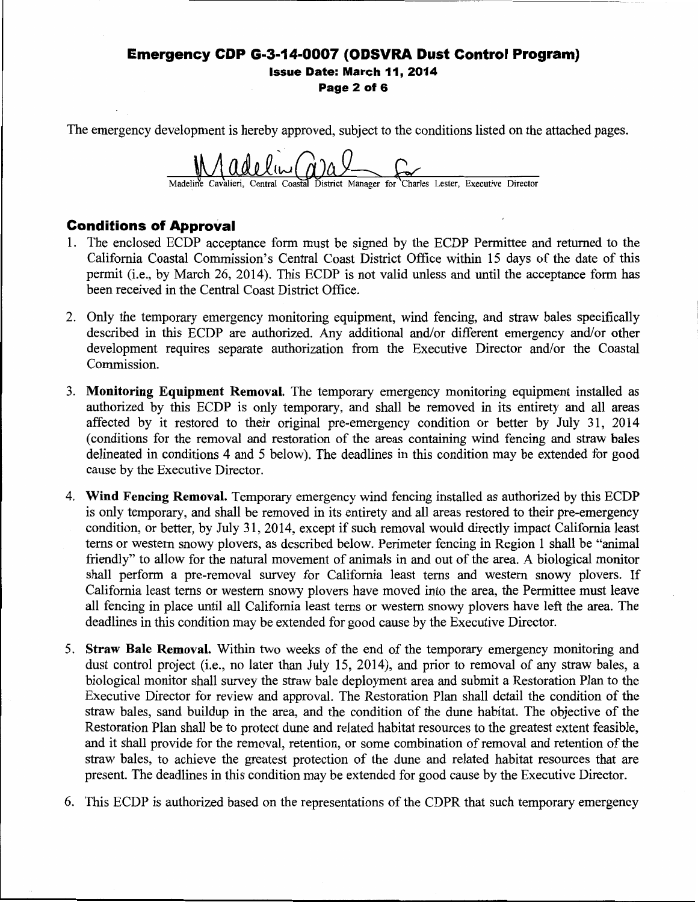The emergency development is hereby approved, subject to the conditions listed on the attached pages.

Madeline Cavalieri, Central Coastal District Manager for Charles Lester, Executive Director

## Conditions of Approval

1. The enclosed ECDP acceptance form must be signed by the ECDP Permittee and returned to the California Coastal Commission's Central Coast District Office within 15 days of the date of this permit (i.e., by March 26, 2014). This ECDP is not valid unless and until the acceptance form has been received in the Central Coast District Office.

2. Only the temporary emergency monitoring equipment, wind fencing, and straw bales specifically described in this ECDP are authorized. Any additional and/or different emergency and/or other development requires separate authorization from the Executive Director and/or the Coastal Commission.

3. **Monitoring Equipment Removal.** The temporary emergency monitoring equipment installed as authorized by this ECDP is only temporary, and shall be removed in its entirety and all areas affected by it restored to their original pre-emergency condition or better by July 31, 2014 (conditions for the removal and restoration of the areas containing wind fencing and straw bales delineated in conditions 4 and 5 below). The deadlines in this condition may be extended for good cause by the Executive Director.

4. **Wind Fencing Removal.** Temporary emergency wind fencing installed as authorized by this ECDP is only temporary, and shall be removed in its entirety and all areas restored to their pre-emergency condition, or better, by July 31, 2014, except if such removal would directly impact California least terns or western snowy plovers, as described below. Perimeter fencing in Region 1 shall be "animal friendly" to allow for the natural movement of animals in and out of the area. A biological monitor shall perform a pre-removal survey for California least terns and western snowy plovers. If California least terns or western snowy plovers have moved into the area, the Permittee must leave all fencing in place until all California least terns or western snowy plovers have left the area. The deadlines in this condition may be extended for good cause by the Executive Director.

5. **Straw Bale Removal.** Within two weeks of the end of the temporary emergency monitoring and dust control project (i.e., no later than July 15, 2014), and prior to removal of any straw bales, a biological monitor shall survey the straw bale deployment area and submit a Restoration Plan to the Executive Director for review and approval. The Restoration Plan shall detail the condition of the straw bales, sand buildup in the area, and the condition of the dune habitat. The objective of the Restoration Plan shall be to protect dune and related habitat resources to the greatest extent feasible, and it shall provide for the removal, retention, or some combination of removal and retention of the straw bales, to achieve the greatest protection of the dune and related habitat resources that are present. The deadlines in this condition may be extended for good cause by the Executive Director.

6. This ECDP is authorized based on the representations of the CDPR that such temporary emergency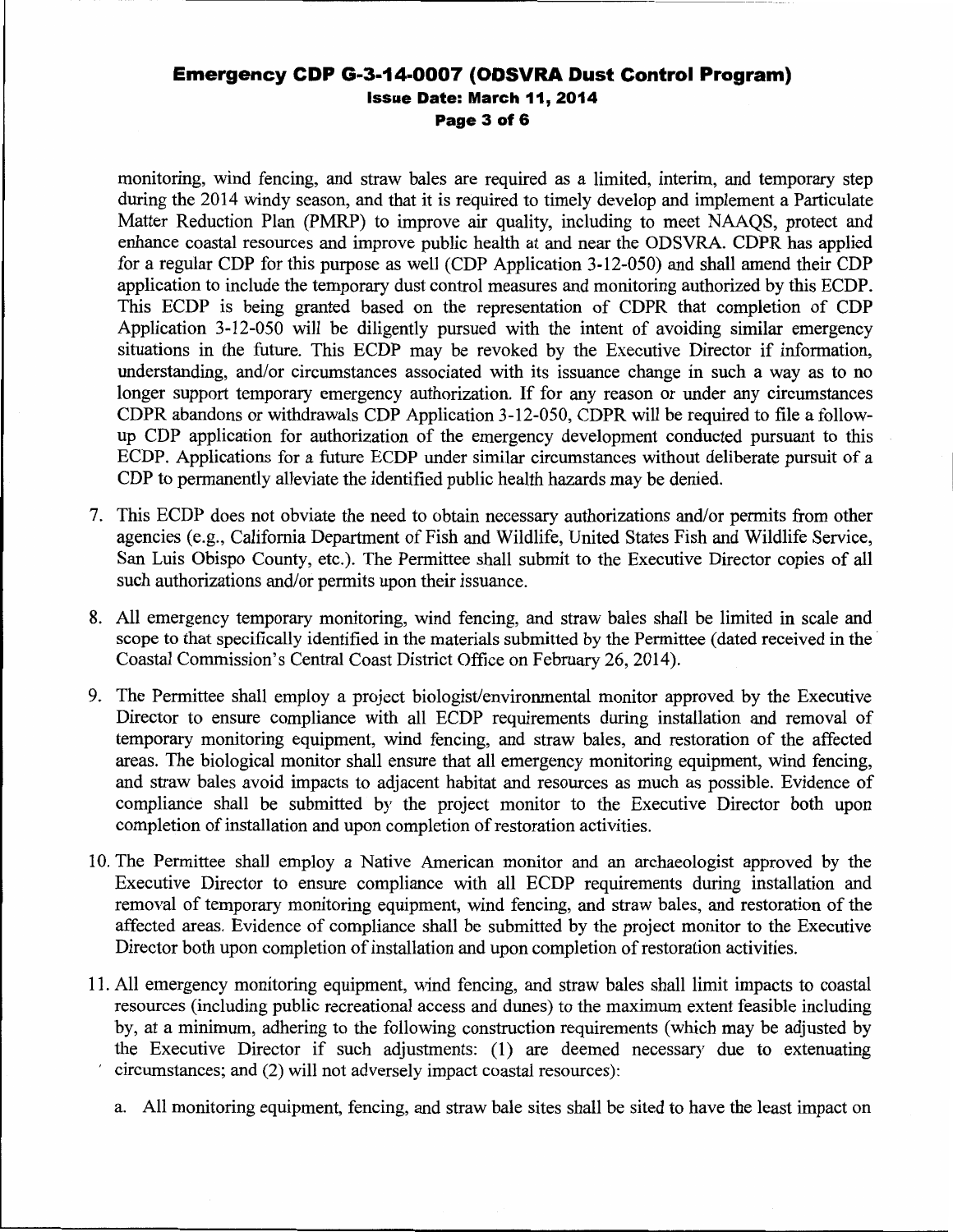monitoring, wind fencing, and straw bales are required as a limited, interim, and temporary step during the 2014 windy season, and that it is required to timely develop and implement a Particulate Matter Reduction Plan (PMRP) to improve air quality, including to meet NAAQS, protect and enhance coastal resources and improve public health at and near the ODSVRA. CDPR has applied for a regular CDP for this purpose as well (CDP Application 3-12-050) and shall amend their CDP application to include the temporary dust control measures and monitoring authorized by this ECDP. This ECDP is being granted based on the representation of CDPR that completion of CDP Application 3-12-050 will be diligently pursued with the intent of avoiding similar emergency situations in the future. This ECDP may be revoked by the Executive Director if information, understanding, and/or circumstances associated with its issuance change in such a way as to no longer support temporary emergency authorization. If for any reason or under any circumstances CDPR abandons or withdrawals CDP Application 3-12-050, CDPR will be required to file a follow-up CDP application for authorization of the emergency development conducted pursuant to this ECDP. Applications for a future ECDP under similar circumstances without deliberate pursuit of a CDP to permanently alleviate the identified public health hazards may be denied.

7. This ECDP does not obviate the need to obtain necessary authorizations and/or permits from other agencies (e.g., California Department of Fish and Wildlife, United States Fish and Wildlife Service, San Luis Obispo County, etc.). The Permittee shall submit to the Executive Director copies of all such authorizations and/or permits upon their issuance.

8. All emergency temporary monitoring, wind fencing, and straw bales shall be limited in scale and scope to that specifically identified in the materials submitted by the Permittee (dated received in the Coastal Commission's Central Coast District Office on February 26, 2014).

9. The Permittee shall employ a project biologist/environmental monitor approved by the Executive Director to ensure compliance with all ECDP requirements during installation and removal of temporary monitoring equipment, wind fencing, and straw bales, and restoration of the affected areas. The biological monitor shall ensure that all emergency monitoring equipment, wind fencing, and straw bales avoid impacts to adjacent habitat and resources as much as possible. Evidence of compliance shall be submitted by the project monitor to the Executive Director both upon completion of installation and upon completion of restoration activities.

10. The Permittee shall employ a Native American monitor and an archaeologist approved by the Executive Director to ensure compliance with all ECDP requirements during installation and removal of temporary monitoring equipment, wind fencing, and straw bales, and restoration of the affected areas. Evidence of compliance shall be submitted by the project monitor to the Executive Director both upon completion of installation and upon completion of restoration activities.

11. All emergency monitoring equipment, wind fencing, and straw bales shall limit impacts to coastal resources (including public recreational access and dunes) to the maximum extent feasible including by, at a minimum, adhering to the following construction requirements (which may be adjusted by the Executive Director if such adjustments: (1) are deemed necessary due to extenuating circumstances; and (2) will not adversely impact coastal resources):

    a. All monitoring equipment, fencing, and straw bale sites shall be sited to have the least impact on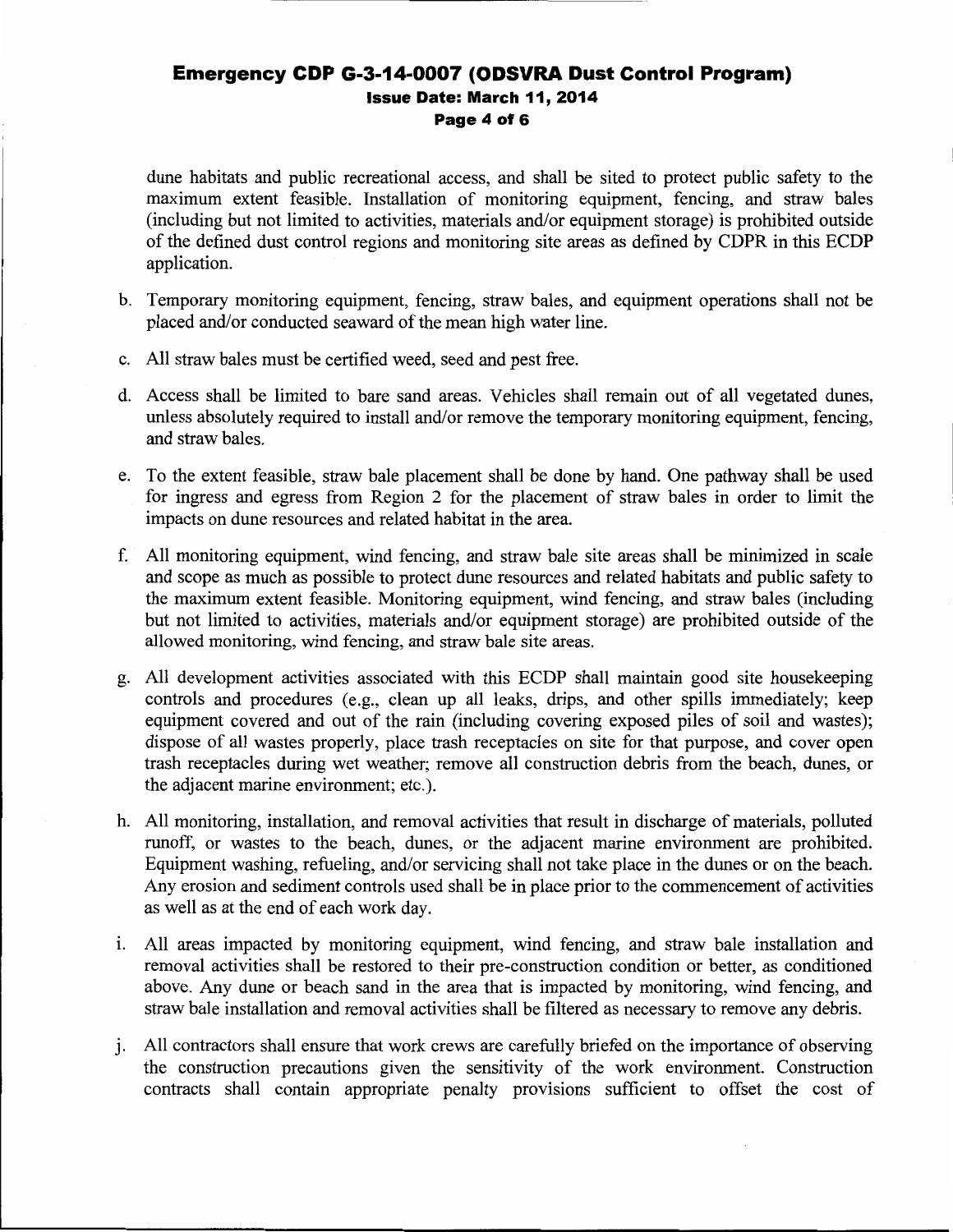dune habitats and public recreational access, and shall be sited to protect public safety to the maximum extent feasible. Installation of monitoring equipment, fencing, and straw bales (including but not limited to activities, materials and/or equipment storage) is prohibited outside of the defined dust control regions and monitoring site areas as defined by CDPR in this ECDP application.

b. Temporary monitoring equipment, fencing, straw bales, and equipment operations shall not be placed and/or conducted seaward of the mean high water line.

c. All straw bales must be certified weed, seed and pest free.

d. Access shall be limited to bare sand areas. Vehicles shall remain out of all vegetated dunes, unless absolutely required to install and/or remove the temporary monitoring equipment, fencing, and straw bales.

e. To the extent feasible, straw bale placement shall be done by hand. One pathway shall be used for ingress and egress from Region 2 for the placement of straw bales in order to limit the impacts on dune resources and related habitat in the area.

f. All monitoring equipment, wind fencing, and straw bale site areas shall be minimized in scale and scope as much as possible to protect dune resources and related habitats and public safety to the maximum extent feasible. Monitoring equipment, wind fencing, and straw bales (including but not limited to activities, materials and/or equipment storage) are prohibited outside of the allowed monitoring, wind fencing, and straw bale site areas.

g. All development activities associated with this ECDP shall maintain good site housekeeping controls and procedures (e.g., clean up all leaks, drips, and other spills immediately; keep equipment covered and out of the rain (including covering exposed piles of soil and wastes); dispose of all wastes properly, place trash receptacles on site for that purpose, and cover open trash receptacles during wet weather; remove all construction debris from the beach, dunes, or the adjacent marine environment; etc.).

h. All monitoring, installation, and removal activities that result in discharge of materials, polluted runoff, or wastes to the beach, dunes, or the adjacent marine environment are prohibited. Equipment washing, refueling, and/or servicing shall not take place in the dunes or on the beach. Any erosion and sediment controls used shall be in place prior to the commencement of activities as well as at the end of each work day.

i. All areas impacted by monitoring equipment, wind fencing, and straw bale installation and removal activities shall be restored to their pre-construction condition or better, as conditioned above. Any dune or beach sand in the area that is impacted by monitoring, wind fencing, and straw bale installation and removal activities shall be filtered as necessary to remove any debris.

j. All contractors shall ensure that work crews are carefully briefed on the importance of observing the construction precautions given the sensitivity of the work environment. Construction contracts shall contain appropriate penalty provisions sufficient to offset the cost of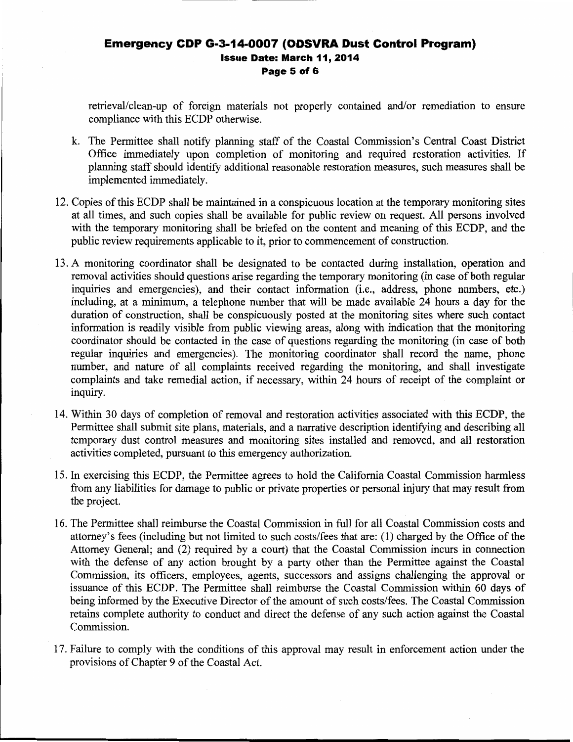retrieval/clean-up of foreign materials not properly contained and/or remediation to ensure compliance with this ECDP otherwise.

k. The Permittee shall notify planning staff of the Coastal Commission's Central Coast District Office immediately upon completion of monitoring and required restoration activities. If planning staff should identify additional reasonable restoration measures, such measures shall be implemented immediately.

12. Copies of this ECDP shall be maintained in a conspicuous location at the temporary monitoring sites at all times, and such copies shall be available for public review on request. All persons involved with the temporary monitoring shall be briefed on the content and meaning of this ECDP, and the public review requirements applicable to it, prior to commencement of construction.

13. A monitoring coordinator shall be designated to be contacted during installation, operation and removal activities should questions arise regarding the temporary monitoring (in case of both regular inquiries and emergencies), and their contact information (i.e., address, phone numbers, etc.) including, at a minimum, a telephone number that will be made available 24 hours a day for the duration of construction, shall be conspicuously posted at the monitoring sites where such contact information is readily visible from public viewing areas, along with indication that the monitoring coordinator should be contacted in the case of questions regarding the monitoring (in case of both regular inquiries and emergencies). The monitoring coordinator shall record the name, phone number, and nature of all complaints received regarding the monitoring, and shall investigate complaints and take remedial action, if necessary, within 24 hours of receipt of the complaint or inquiry.

14. Within 30 days of completion of removal and restoration activities associated with this ECDP, the Permittee shall submit site plans, materials, and a narrative description identifying and describing all temporary dust control measures and monitoring sites installed and removed, and all restoration activities completed, pursuant to this emergency authorization.

15. In exercising this ECDP, the Permittee agrees to hold the California Coastal Commission harmless from any liabilities for damage to public or private properties or personal injury that may result from the project.

16. The Permittee shall reimburse the Coastal Commission in full for all Coastal Commission costs and attorney's fees (including but not limited to such costs/fees that are: (1) charged by the Office of the Attorney General; and (2) required by a court) that the Coastal Commission incurs in connection with the defense of any action brought by a party other than the Permittee against the Coastal Commission, its officers, employees, agents, successors and assigns challenging the approval or issuance of this ECDP. The Permittee shall reimburse the Coastal Commission within 60 days of being informed by the Executive Director of the amount of such costs/fees. The Coastal Commission retains complete authority to conduct and direct the defense of any such action against the Coastal Commission.

17. Failure to comply with the conditions of this approval may result in enforcement action under the provisions of Chapter 9 of the Coastal Act.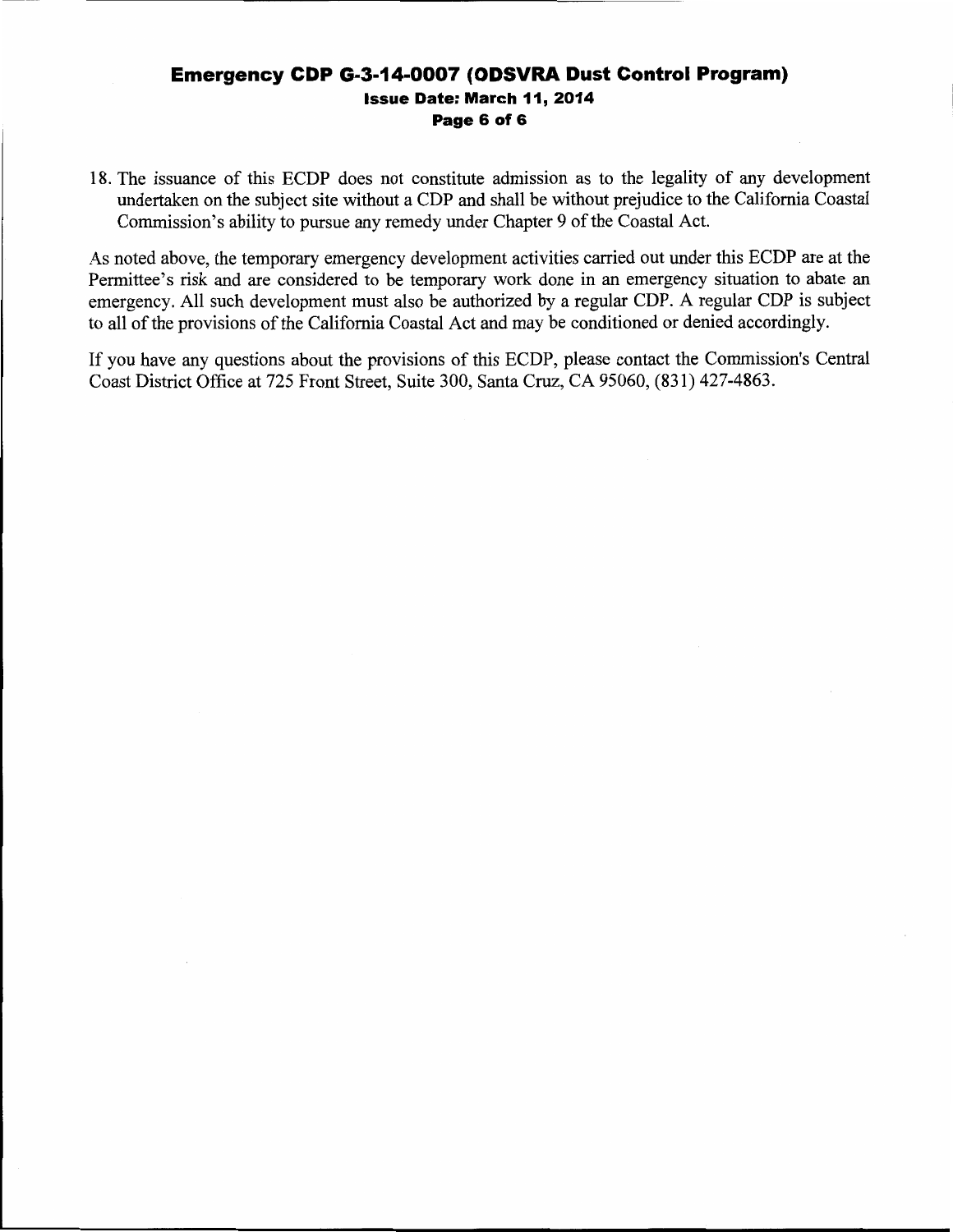18. The issuance of this ECDP does not constitute admission as to the legality of any development undertaken on the subject site without a CDP and shall be without prejudice to the California Coastal Commission's ability to pursue any remedy under Chapter 9 of the Coastal Act.

As noted above, the temporary emergency development activities carried out under this ECDP are at the Permittee's risk and are considered to be temporary work done in an emergency situation to abate an emergency. All such development must also be authorized by a regular CDP. A regular CDP is subject to all of the provisions of the California Coastal Act and may be conditioned or denied accordingly.

If you have any questions about the provisions of this ECDP, please contact the Commission's Central Coast District Office at 725 Front Street, Suite 300, Santa Cruz, CA 95060, (831) 427-4863.